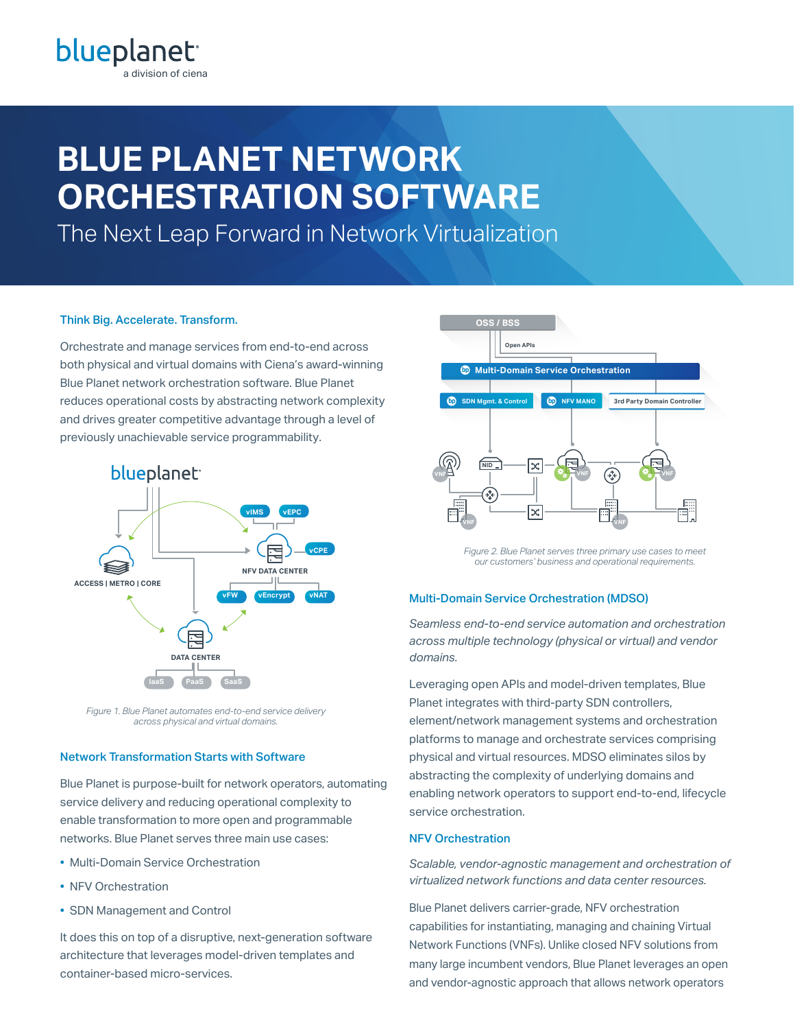# BLUE PLANET NETWORK ORCHESTRATION SOFTWARE

## The Next Leap Forward in Network Virtualization

### Think Big. Accelerate. Transform.

Orchestrate and manage services from end-to-end across both physical and virtual domains with Ciena's award-winning Blue Planet network orchestration software. Blue Planet reduces operational costs by abstracting network complexity and drives greater competitive advantage through a level of previously unachievable service programmability.

*Figure 1. Blue Planet automates end-to-end service delivery across physical and virtual domains.*

### Network Transformation Starts with Software

Blue Planet is purpose-built for network operators, automating service delivery and reducing operational complexity to enable transformation to more open and programmable networks. Blue Planet serves three main use cases:

- Multi-Domain Service Orchestration
- NFV Orchestration
- SDN Management and Control

It does this on top of a disruptive, next-generation software architecture that leverages model-driven templates and container-based micro-services.

*Figure 2. Blue Planet serves three primary use cases to meet our customers' business and operational requirements.*

### Multi-Domain Service Orchestration (MDSO)

*Seamless end-to-end service automation and orchestration across multiple technology (physical or virtual) and vendor domains.*

Leveraging open APIs and model-driven templates, Blue Planet integrates with third-party SDN controllers, element/network management systems and orchestration platforms to manage and orchestrate services comprising physical and virtual resources. MDSO eliminates silos by abstracting the complexity of underlying domains and enabling network operators to support end-to-end, lifecycle service orchestration.

### NFV Orchestration

*Scalable, vendor-agnostic management and orchestration of virtualized network functions and data center resources.*

Blue Planet delivers carrier-grade, NFV orchestration capabilities for instantiating, managing and chaining Virtual Network Functions (VNFs). Unlike closed NFV solutions from many large incumbent vendors, Blue Planet leverages an open and vendor-agnostic approach that allows network operators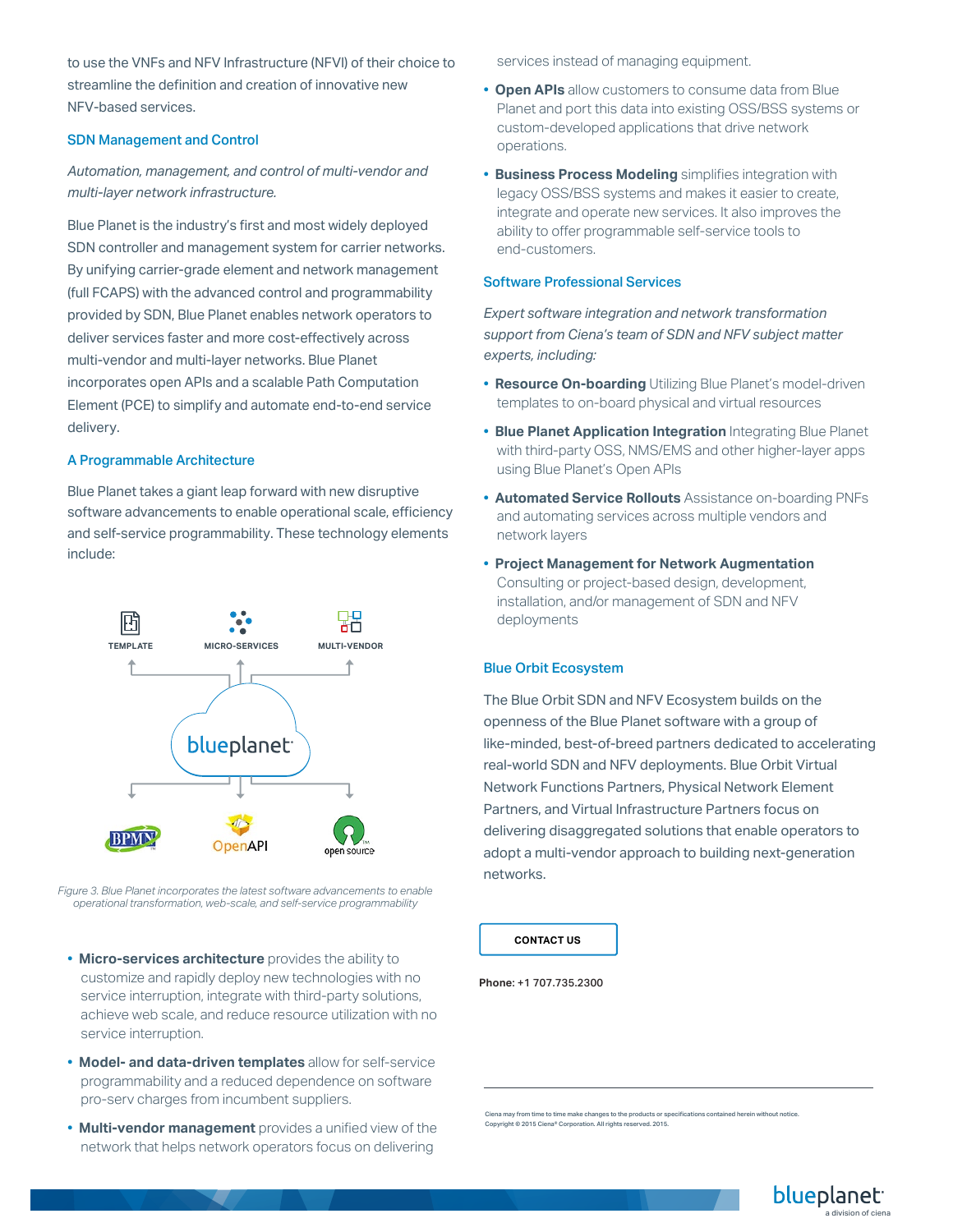to use the VNFs and NFV Infrastructure (NFVI) of their choice to streamline the definition and creation of innovative new NFV-based services.

### SDN Management and Control

*Automation, management, and control of multi-vendor and multi-layer network infrastructure.*

Blue Planet is the industry's first and most widely deployed SDN controller and management system for carrier networks. By unifying carrier-grade element and network management (full FCAPS) with the advanced control and programmability provided by SDN, Blue Planet enables network operators to deliver services faster and more cost-effectively across multi-vendor and multi-layer networks. Blue Planet incorporates open APIs and a scalable Path Computation Element (PCE) to simplify and automate end-to-end service delivery.

### A Programmable Architecture

Blue Planet takes a giant leap forward with new disruptive software advancements to enable operational scale, efficiency and self-service programmability. These technology elements include:

TEMPLATE

MICRO-SERVICES

MULTI-VENDOR

blueplanet

BPMN

OpenAPI

open source

Figure 3. Blue Planet incorporates the latest software advancements to enable operational transformation, web-scale, and self-service programmability

- **Micro-services architecture** provides the ability to customize and rapidly deploy new technologies with no service interruption, integrate with third-party solutions, achieve web scale, and reduce resource utilization with no service interruption.
- **Model- and data-driven templates** allow for self-service programmability and a reduced dependence on software pro-serv charges from incumbent suppliers.
- **Multi-vendor management** provides a unified view of the network that helps network operators focus on delivering services instead of managing equipment.
- **Open APIs** allow customers to consume data from Blue Planet and port this data into existing OSS/BSS systems or custom-developed applications that drive network operations.
- **Business Process Modeling** simplifies integration with legacy OSS/BSS systems and makes it easier to create, integrate and operate new services. It also improves the ability to offer programmable self-service tools to end-customers.

### Software Professional Services

*Expert software integration and network transformation support from Ciena's team of SDN and NFV subject matter experts, including:*

- **Resource On-boarding** Utilizing Blue Planet's model-driven templates to on-board physical and virtual resources
- **Blue Planet Application Integration** Integrating Blue Planet with third-party OSS, NMS/EMS and other higher-layer apps using Blue Planet's Open APIs
- **Automated Service Rollouts** Assistance on-boarding PNFs and automating services across multiple vendors and network layers
- **Project Management for Network Augmentation** Consulting or project-based design, development, installation, and/or management of SDN and NFV deployments

### Blue Orbit Ecosystem

The Blue Orbit SDN and NFV Ecosystem builds on the openness of the Blue Planet software with a group of like-minded, best-of-breed partners dedicated to accelerating real-world SDN and NFV deployments. Blue Orbit Virtual Network Functions Partners, Physical Network Element Partners, and Virtual Infrastructure Partners focus on delivering disaggregated solutions that enable operators to adopt a multi-vendor approach to building next-generation networks.

**CONTACT US**

**Phone:** +1 707.735.2300

Ciena may from time to time make changes to the products or specifications contained herein without notice.
Copyright © 2015 Ciena® Corporation. All rights reserved. 2015.

blueplanet
a division of ciena